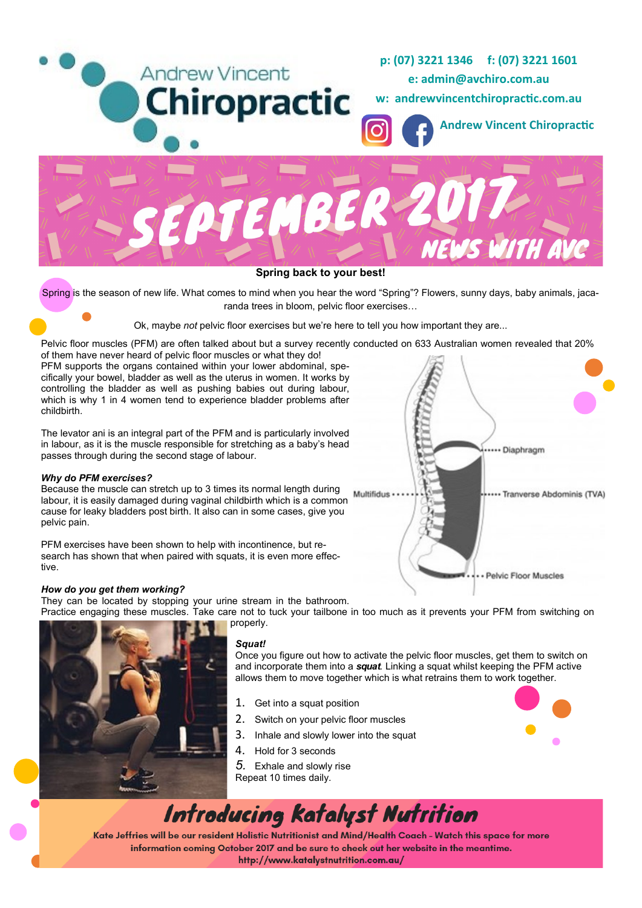# Andrew Vincent Chiropractic

**p: (07) 3221 1346  f: (07) 3221 1601**
**e: admin@avchiro.com.au**
**w: andrewvincentchiropractic.com.au**
**Andrew Vincent Chiropractic**

# SEPTEMBER 2017 NEWS WITH AVC

## Spring back to your best!

Spring is the season of new life. What comes to mind when you hear the word "Spring"? Flowers, sunny days, baby animals, jacaranda trees in bloom, pelvic floor exercises…

Ok, maybe *not* pelvic floor exercises but we're here to tell you how important they are...

Pelvic floor muscles (PFM) are often talked about but a survey recently conducted on 633 Australian women revealed that 20% of them have never heard of pelvic floor muscles or what they do!

PFM supports the organs contained within your lower abdominal, specifically your bowel, bladder as well as the uterus in women. It works by controlling the bladder as well as pushing babies out during labour, which is why 1 in 4 women tend to experience bladder problems after childbirth.

The levator ani is an integral part of the PFM and is particularly involved in labour, as it is the muscle responsible for stretching as a baby's head passes through during the second stage of labour.

Diaphragm
Multifidus
Tranverse Abdominis (TVA)
Pelvic Floor Muscles

### *Why do PFM exercises?*

Because the muscle can stretch up to 3 times its normal length during labour, it is easily damaged during vaginal childbirth which is a common cause for leaky bladders post birth. It also can in some cases, give you pelvic pain.

PFM exercises have been shown to help with incontinence, but research has shown that when paired with squats, it is even more effective.

### *How do you get them working?*

They can be located by stopping your urine stream in the bathroom. Practice engaging these muscles. Take care not to tuck your tailbone in too much as it prevents your PFM from switching on properly.

### *Squat!*

Once you figure out how to activate the pelvic floor muscles, get them to switch on and incorporate them into a ***squat***. Linking a squat whilst keeping the PFM active allows them to move together which is what retrains them to work together.

1. Get into a squat position
2. Switch on your pelvic floor muscles
3. Inhale and slowly lower into the squat
4. Hold for 3 seconds
5. Exhale and slowly rise

Repeat 10 times daily.

## Introducing Katalyst Nutrition

**Kate Jeffries will be our resident Holistic Nutritionist and Mind/Health Coach - Watch this space for more information coming October 2017 and be sure to check out her website in the meantime.**
**http://www.katalystnutrition.com.au/**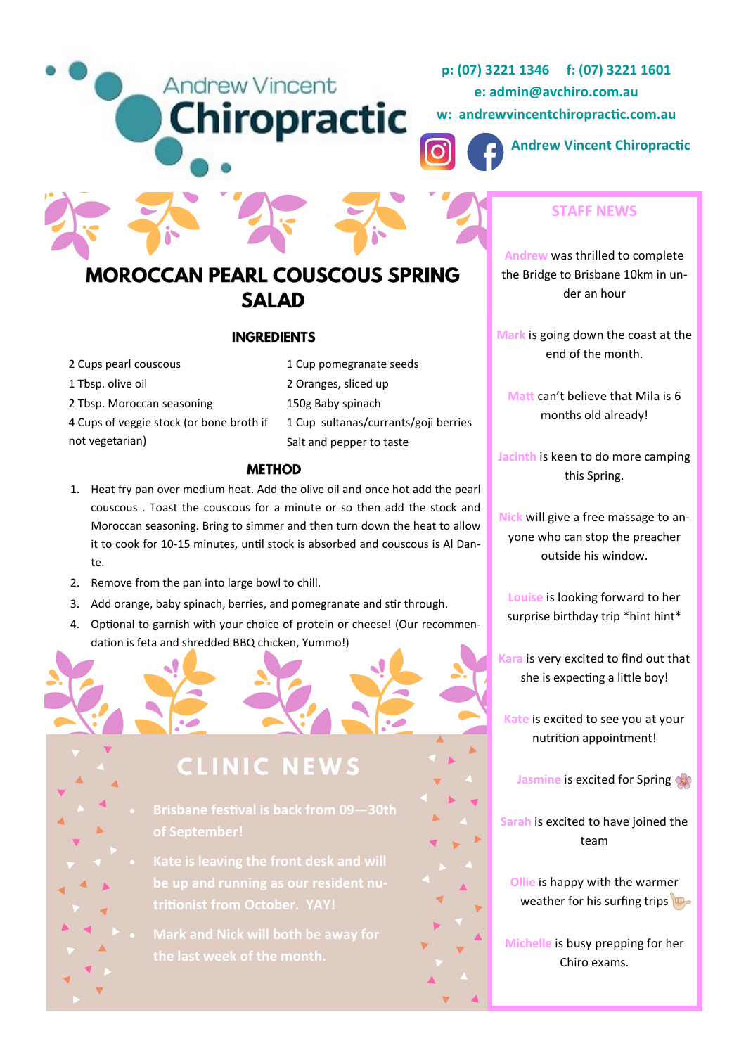Andrew Vincent Chiropractic

p: (07) 3221 1346 f: (07) 3221 1601
e: admin@avchiro.com.au
w: andrewvincentchiropractic.com.au

Andrew Vincent Chiropractic

# MOROCCAN PEARL COUSCOUS SPRING SALAD

## INGREDIENTS

- 2 Cups pearl couscous
- 1 Tbsp. olive oil
- 2 Tbsp. Moroccan seasoning
- 4 Cups of veggie stock (or bone broth if not vegetarian)
- 1 Cup pomegranate seeds
- 2 Oranges, sliced up
- 150g Baby spinach
- 1 Cup sultanas/currants/goji berries
- Salt and pepper to taste

## METHOD

1. Heat fry pan over medium heat. Add the olive oil and once hot add the pearl couscous . Toast the couscous for a minute or so then add the stock and Moroccan seasoning. Bring to simmer and then turn down the heat to allow it to cook for 10-15 minutes, until stock is absorbed and couscous is Al Dante.
2. Remove from the pan into large bowl to chill.
3. Add orange, baby spinach, berries, and pomegranate and stir through.
4. Optional to garnish with your choice of protein or cheese! (Our recommendation is feta and shredded BBQ chicken, Yummo!)

## CLINIC NEWS

- Brisbane festival is back from 09—30th of September!
- Kate is leaving the front desk and will be up and running as our resident nutritionist from October. YAY!
- Mark and Nick will both be away for the last week of the month.

## STAFF NEWS

Andrew was thrilled to complete the Bridge to Brisbane 10km in under an hour

Mark is going down the coast at the end of the month.

Matt can't believe that Mila is 6 months old already!

Jacinth is keen to do more camping this Spring.

Nick will give a free massage to anyone who can stop the preacher outside his window.

Louise is looking forward to her surprise birthday trip *hint hint*

Kara is very excited to find out that she is expecting a little boy!

Kate is excited to see you at your nutrition appointment!

Jasmine is excited for Spring 🌸

Sarah is excited to have joined the team

Ollie is happy with the warmer weather for his surfing trips 🤙

Michelle is busy prepping for her Chiro exams.